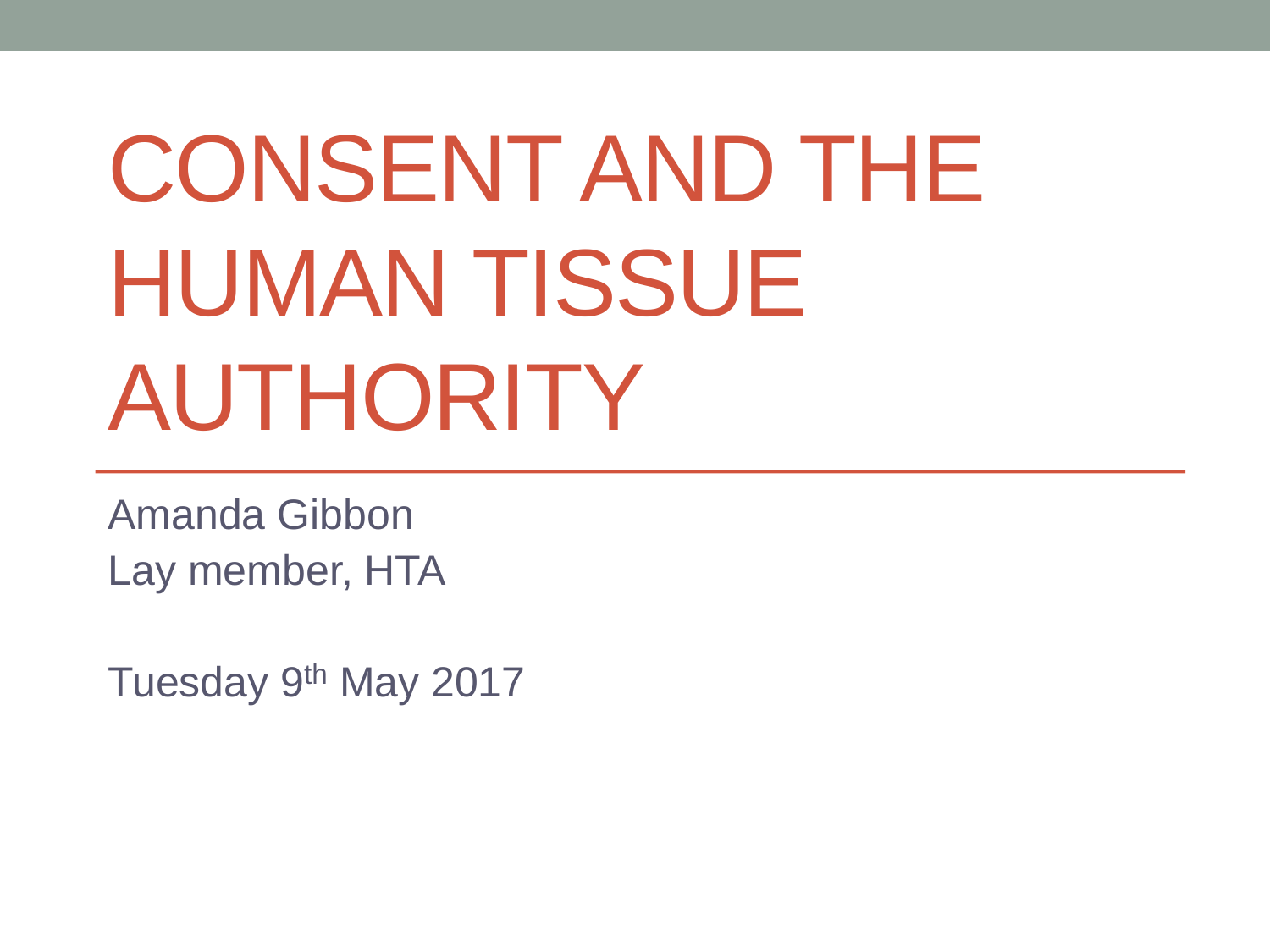# CONSENT AND THE HUMAN TISSUE AUTHORITY

Amanda Gibbon
Lay member, HTA

Tuesday 9th May 2017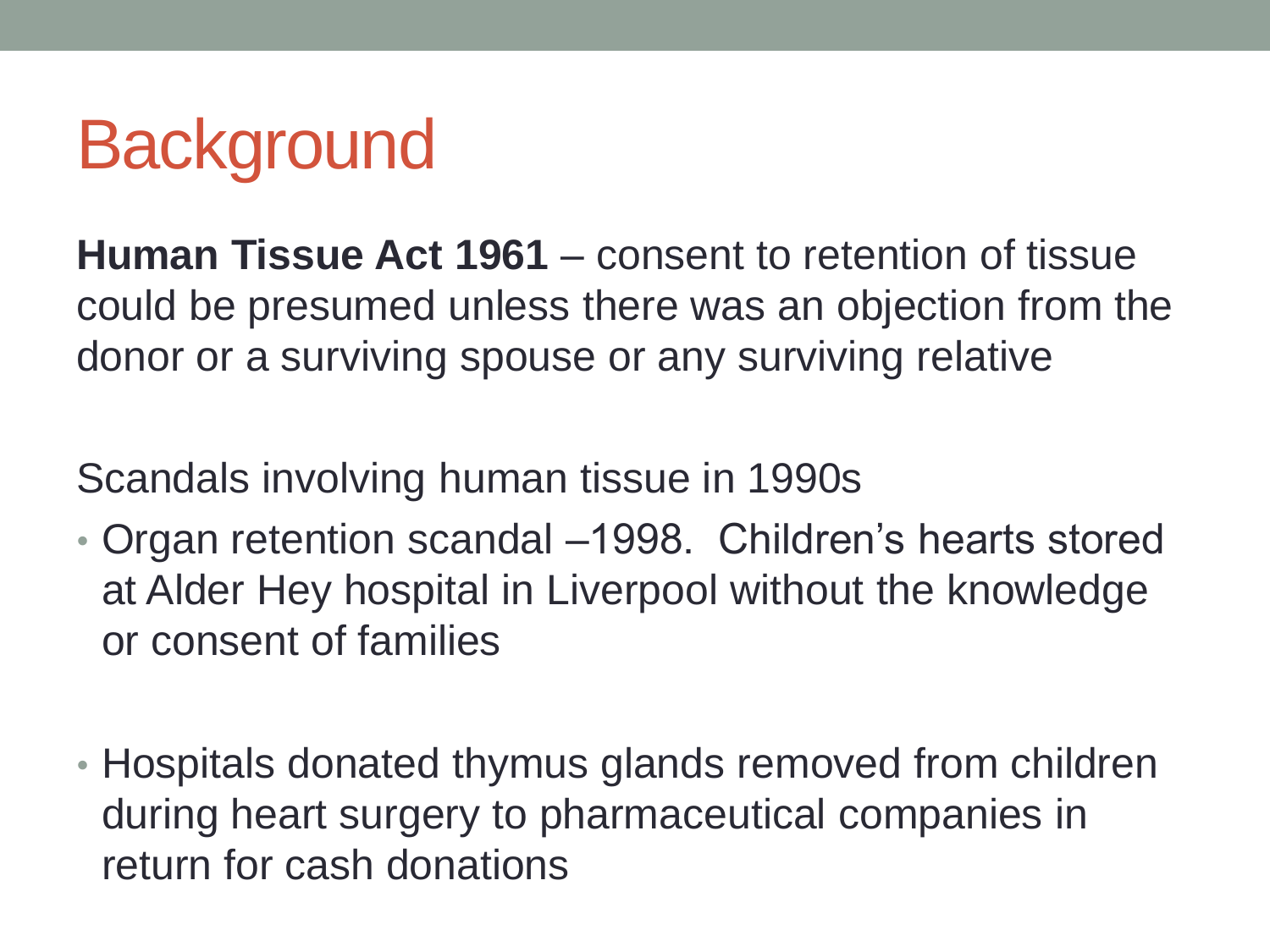# Background

**Human Tissue Act 1961** – consent to retention of tissue could be presumed unless there was an objection from the donor or a surviving spouse or any surviving relative

Scandals involving human tissue in 1990s

- Organ retention scandal –1998. Children's hearts stored at Alder Hey hospital in Liverpool without the knowledge or consent of families
- Hospitals donated thymus glands removed from children during heart surgery to pharmaceutical companies in return for cash donations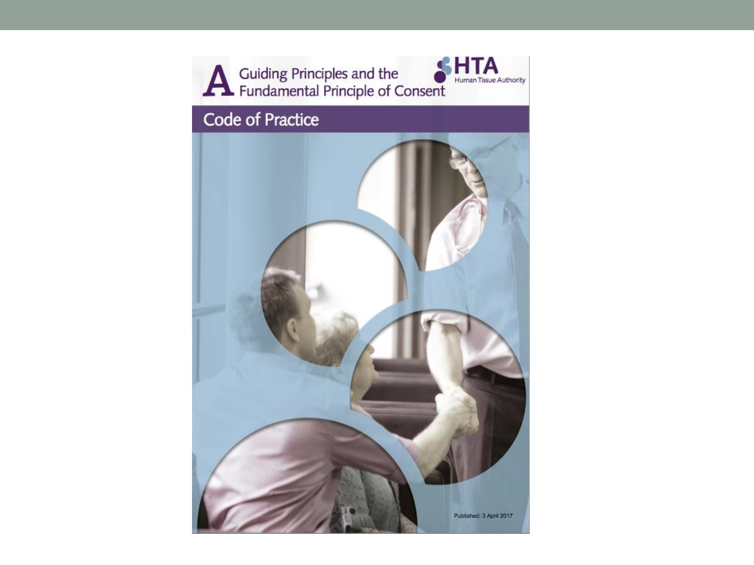# A Guiding Principles and the Fundamental Principle of Consent

HTA Human Tissue Authority

## Code of Practice

Published: 3 April 2017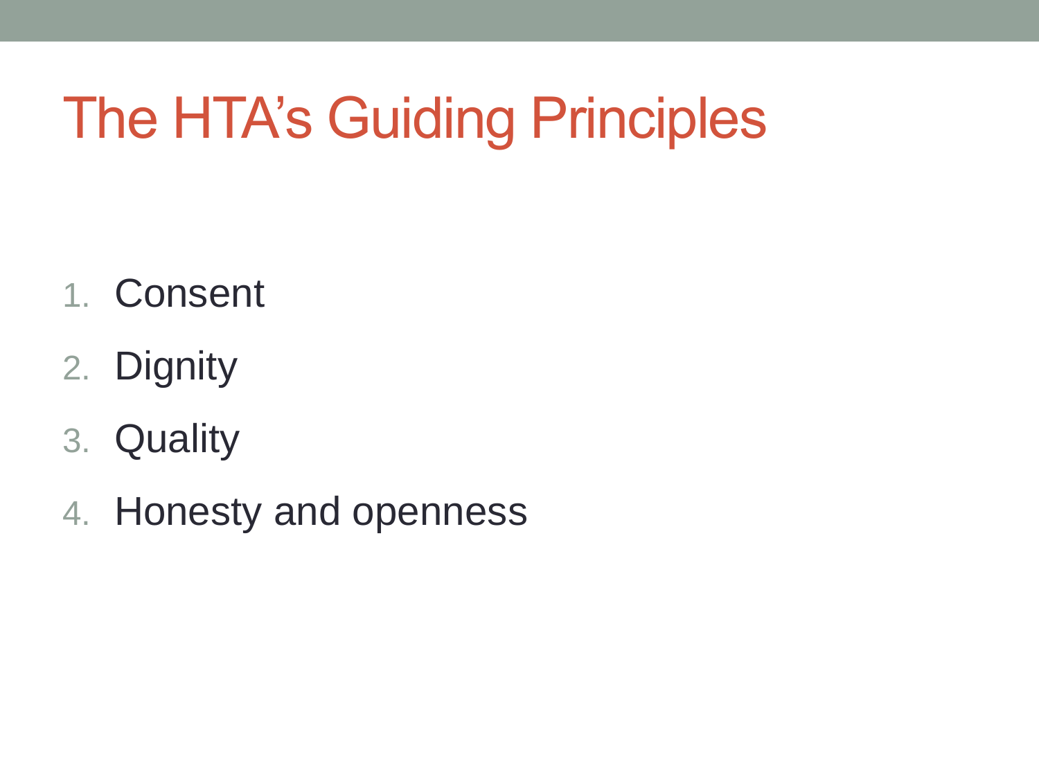# The HTA's Guiding Principles

1. Consent
2. Dignity
3. Quality
4. Honesty and openness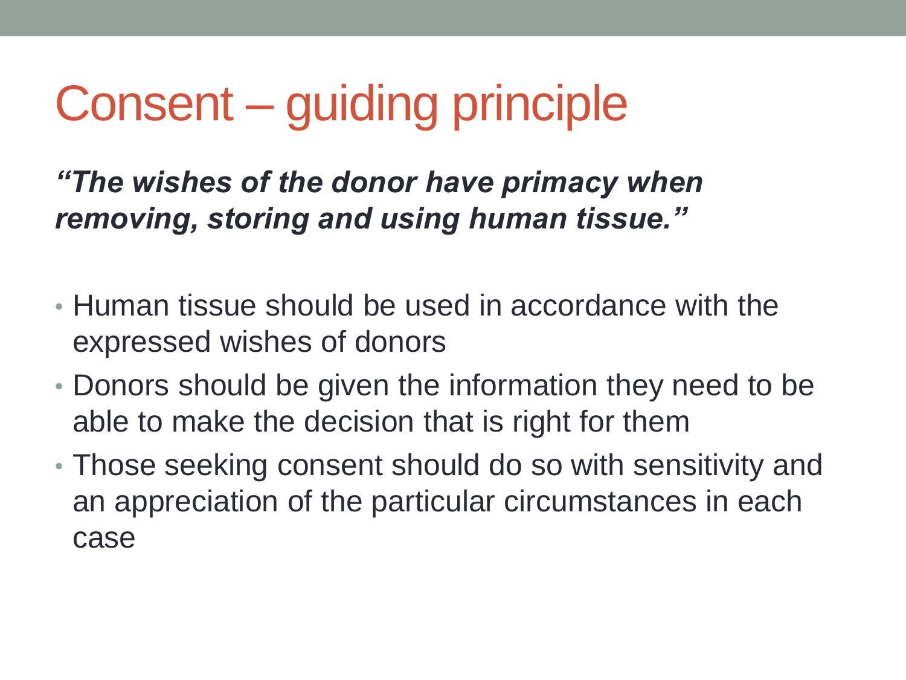# Consent – guiding principle

***"The wishes of the donor have primacy when removing, storing and using human tissue."***

- Human tissue should be used in accordance with the expressed wishes of donors
- Donors should be given the information they need to be able to make the decision that is right for them
- Those seeking consent should do so with sensitivity and an appreciation of the particular circumstances in each case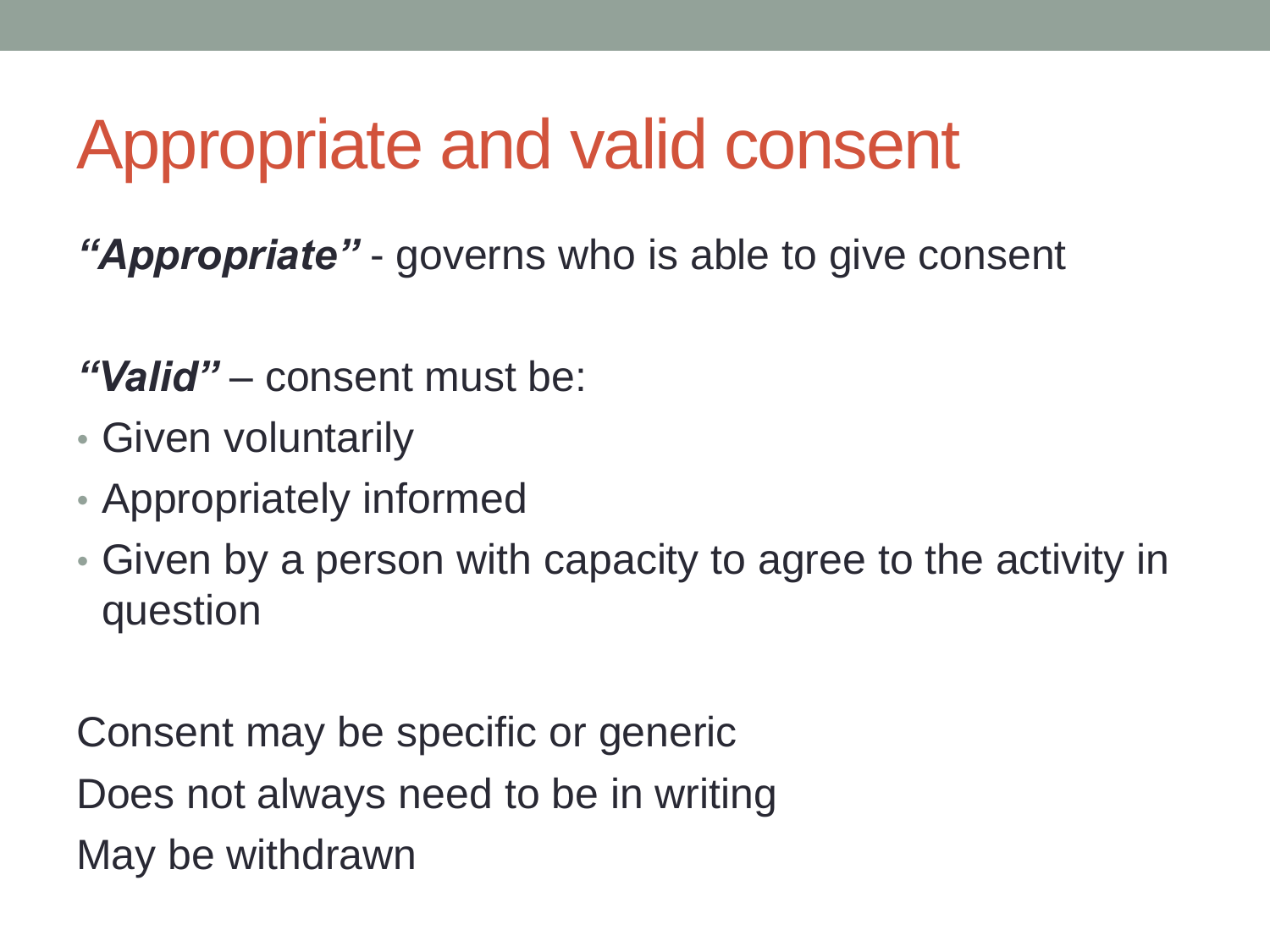# Appropriate and valid consent

***"Appropriate"*** - governs who is able to give consent

***"Valid"*** – consent must be:

- Given voluntarily
- Appropriately informed
- Given by a person with capacity to agree to the activity in question

Consent may be specific or generic

Does not always need to be in writing

May be withdrawn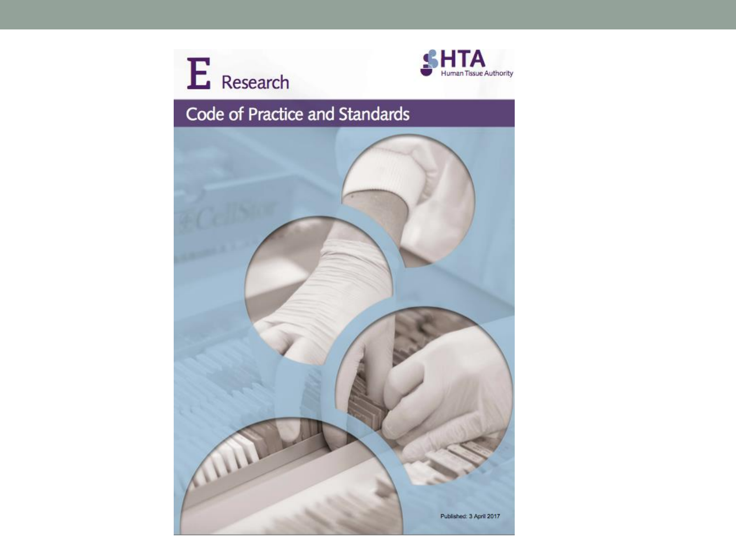E Research

HTA Human Tissue Authority

## Code of Practice and Standards

Published: 3 April 2017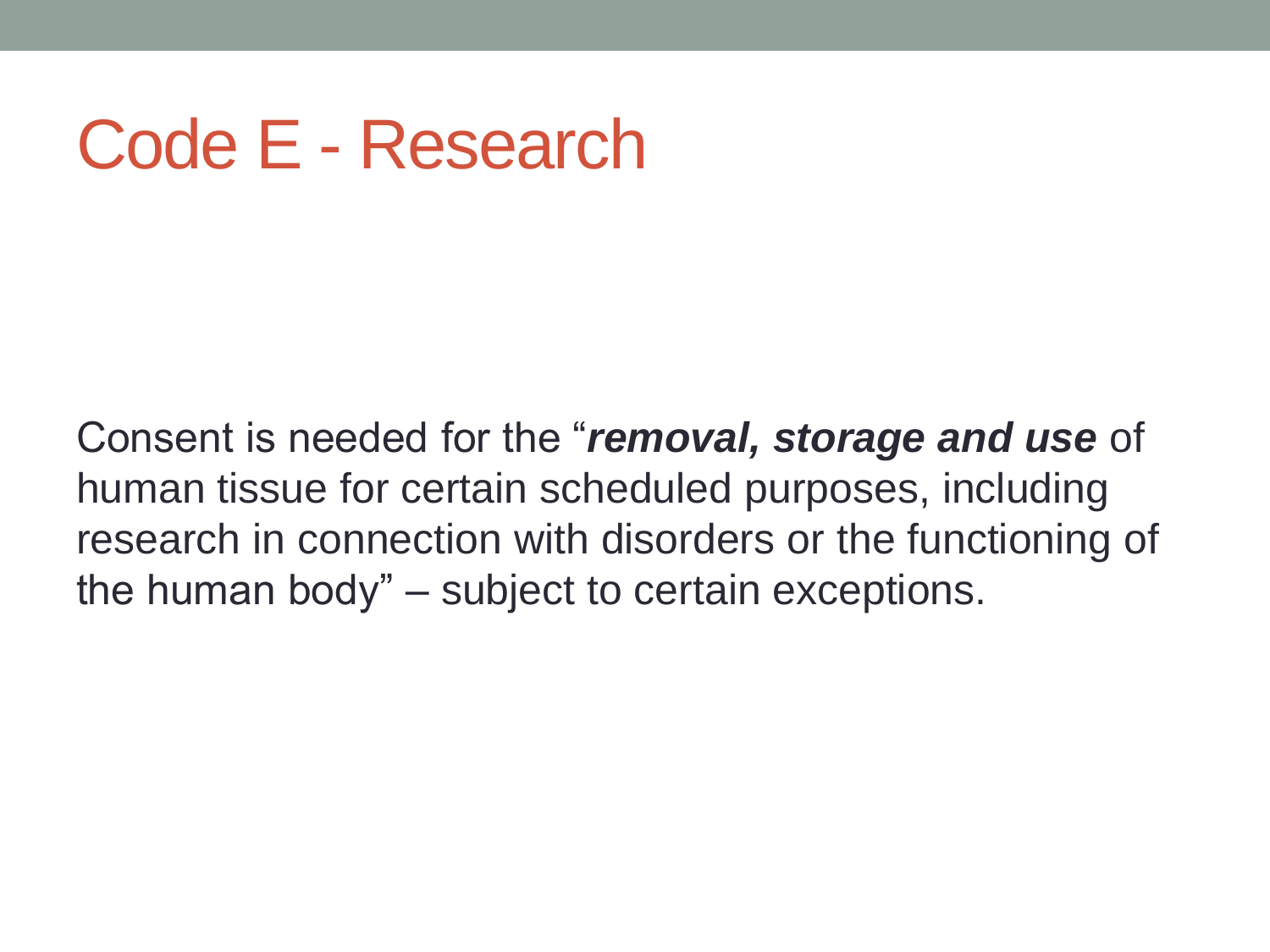# Code E - Research

Consent is needed for the "***removal, storage and use*** of human tissue for certain scheduled purposes, including research in connection with disorders or the functioning of the human body" – subject to certain exceptions.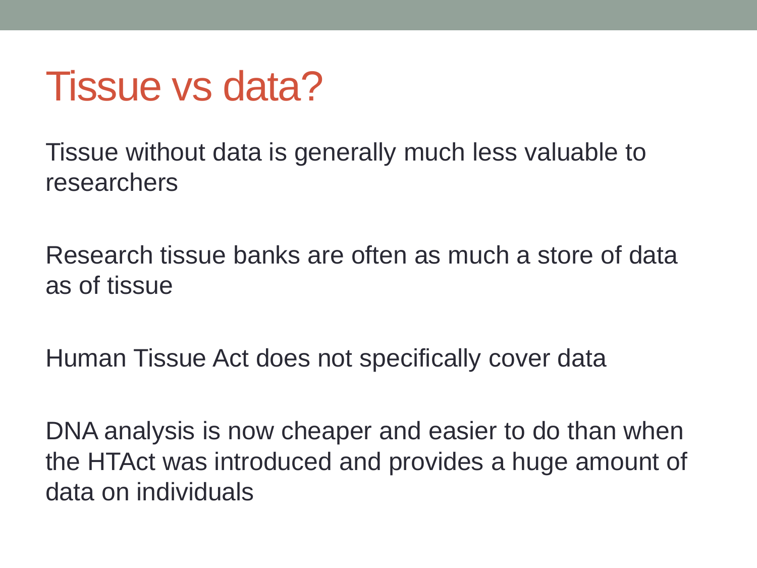# Tissue vs data?

Tissue without data is generally much less valuable to researchers

Research tissue banks are often as much a store of data as of tissue

Human Tissue Act does not specifically cover data

DNA analysis is now cheaper and easier to do than when the HTAct was introduced and provides a huge amount of data on individuals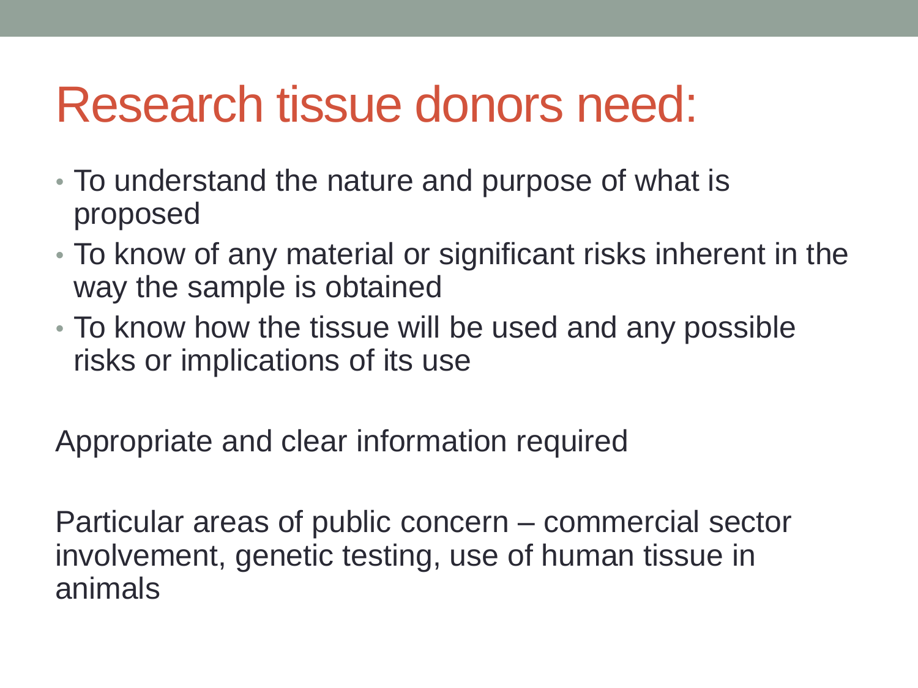# Research tissue donors need:

- To understand the nature and purpose of what is proposed
- To know of any material or significant risks inherent in the way the sample is obtained
- To know how the tissue will be used and any possible risks or implications of its use

Appropriate and clear information required

Particular areas of public concern – commercial sector involvement, genetic testing, use of human tissue in animals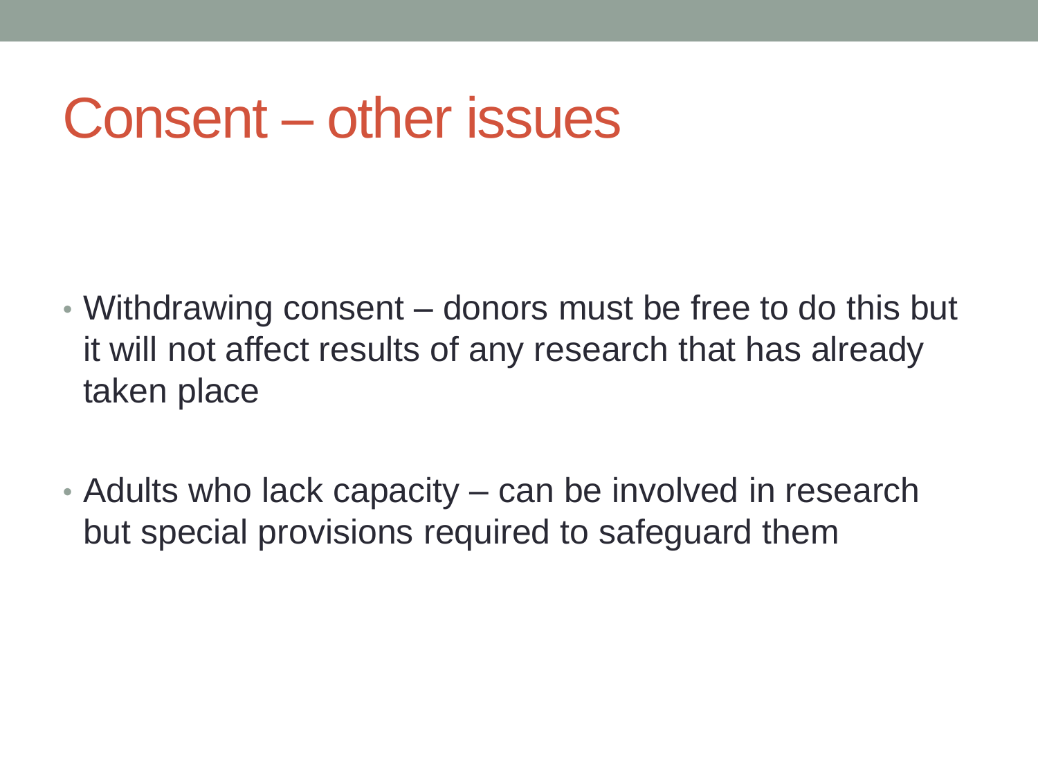# Consent – other issues

- Withdrawing consent – donors must be free to do this but it will not affect results of any research that has already taken place

- Adults who lack capacity – can be involved in research but special provisions required to safeguard them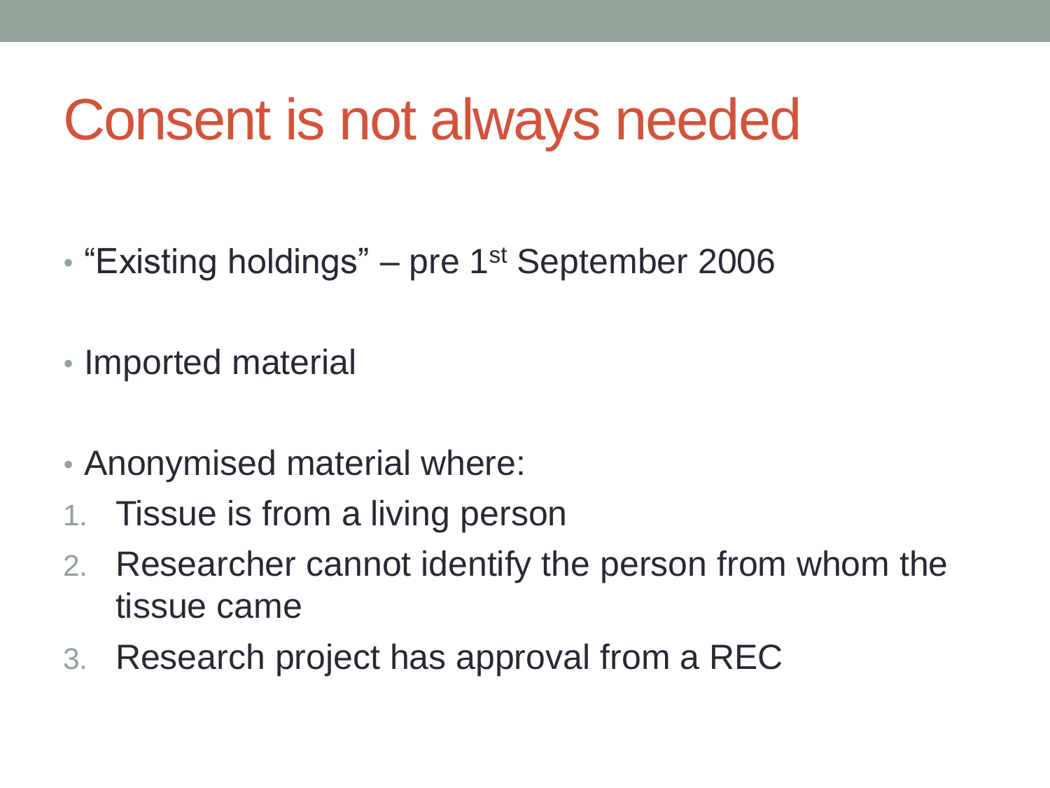# Consent is not always needed

- “Existing holdings” – pre 1st September 2006
- Imported material
- Anonymised material where:

1. Tissue is from a living person
2. Researcher cannot identify the person from whom the tissue came
3. Research project has approval from a REC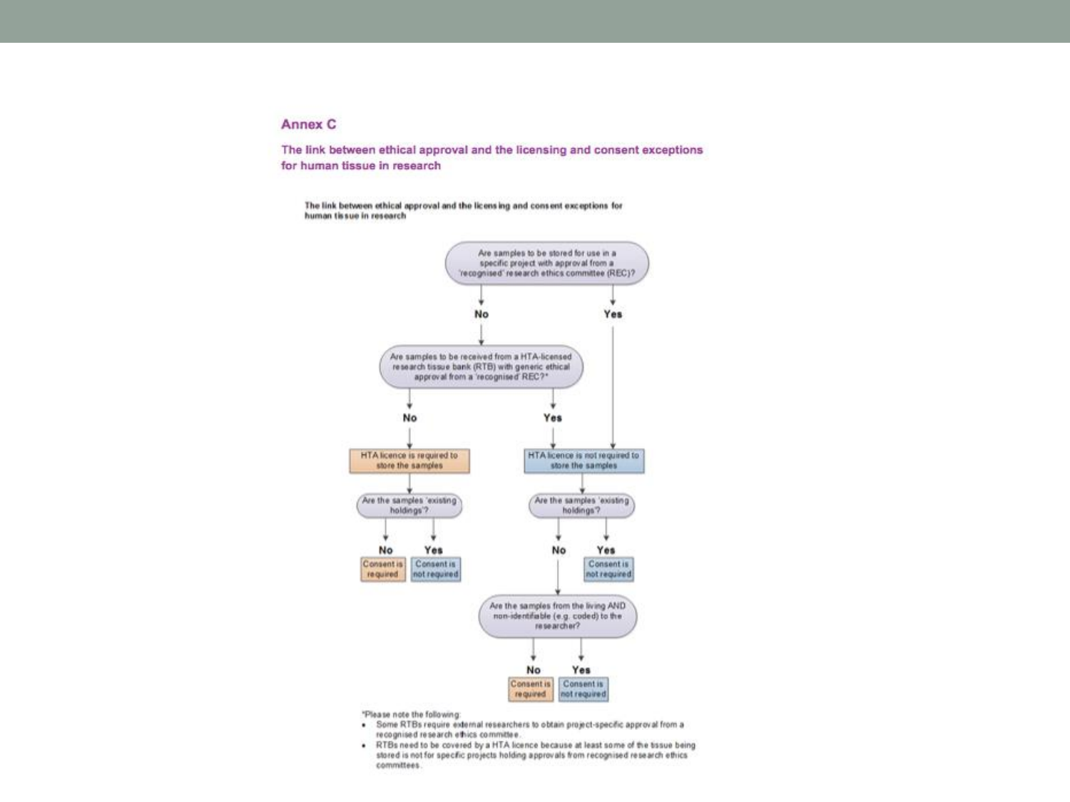## Annex C

### The link between ethical approval and the licensing and consent exceptions for human tissue in research

**The link between ethical approval and the licensing and consent exceptions for human tissue in research**

Are samples to be stored for use in a specific project with approval from a 'recognised' research ethics committee (REC)?

No

Yes

Are samples to be received from a HTA-licensed research tissue bank (RTB) with generic ethical approval from a 'recognised' REC?*

No

Yes

HTA licence is required to store the samples

HTA licence is not required to store the samples

Are the samples 'existing holdings'?

No

Yes

Consent is required

Consent is not required

Are the samples 'existing holdings'?

No

Yes

Consent is not required

Are the samples from the living AND non-identifiable (e.g. coded) to the researcher?

No

Yes

Consent is required

Consent is not required

*Please note the following:

- Some RTBs require external researchers to obtain project-specific approval from a recognised research ethics committee.
- RTBs need to be covered by a HTA licence because at least some of the tissue being stored is not for specific projects holding approvals from recognised research ethics committees.